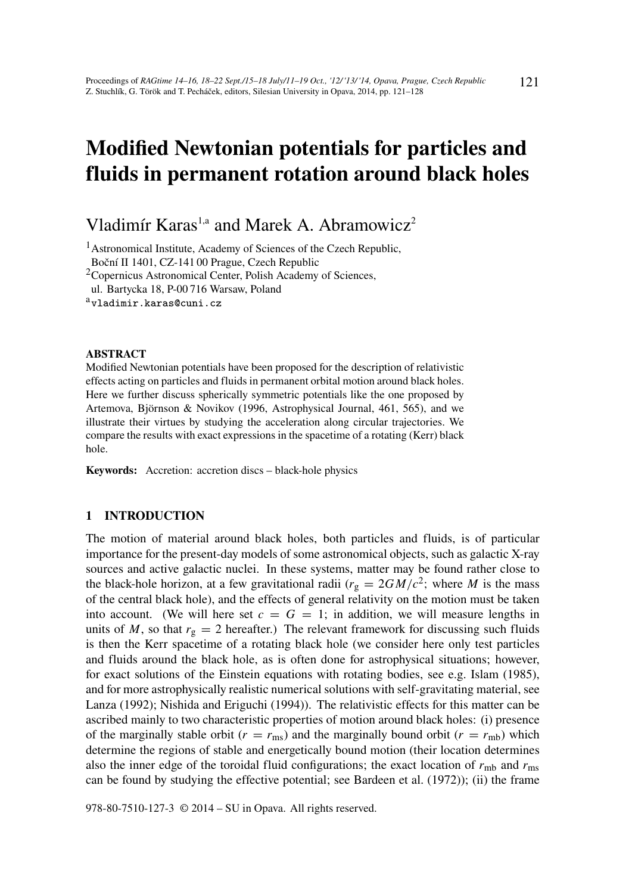# Modified Newtonian potentials for particles and fluids in permanent rotation around black holes

Vladimír Karas[1,a] and Marek A. Abramowicz[2]

[1] Astronomical Institute, Academy of Sciences of the Czech Republic, Boční II 1401, CZ-141 00 Prague, Czech Republic

[2] Copernicus Astronomical Center, Polish Academy of Sciences, ul. Bartycka 18, P-00 716 Warsaw, Poland

[a] vladimir.karas@cuni.cz

**ABSTRACT**

Modified Newtonian potentials have been proposed for the description of relativistic effects acting on particles and fluids in permanent orbital motion around black holes. Here we further discuss spherically symmetric potentials like the one proposed by Artemova, Björnson & Novikov (1996, Astrophysical Journal, 461, 565), and we illustrate their virtues by studying the acceleration along circular trajectories. We compare the results with exact expressions in the spacetime of a rotating (Kerr) black hole.

**Keywords:** Accretion: accretion discs – black-hole physics

## 1 INTRODUCTION

The motion of material around black holes, both particles and fluids, is of particular importance for the present-day models of some astronomical objects, such as galactic X-ray sources and active galactic nuclei. In these systems, matter may be found rather close to the black-hole horizon, at a few gravitational radii ($r_{\rm g} = 2GM/c^2$; where $M$ is the mass of the central black hole), and the effects of general relativity on the motion must be taken into account. (We will here set $c = G = 1$; in addition, we will measure lengths in units of $M$, so that $r_{\rm g} = 2$ hereafter.) The relevant framework for discussing such fluids is then the Kerr spacetime of a rotating black hole (we consider here only test particles and fluids around the black hole, as is often done for astrophysical situations; however, for exact solutions of the Einstein equations with rotating bodies, see e.g. Islam (1985), and for more astrophysically realistic numerical solutions with self-gravitating material, see Lanza (1992); Nishida and Eriguchi (1994)). The relativistic effects for this matter can be ascribed mainly to two characteristic properties of motion around black holes: (i) presence of the marginally stable orbit ($r = r_{\rm ms}$) and the marginally bound orbit ($r = r_{\rm mb}$) which determine the regions of stable and energetically bound motion (their location determines also the inner edge of the toroidal fluid configurations; the exact location of $r_{\rm mb}$ and $r_{\rm ms}$ can be found by studying the effective potential; see Bardeen et al. (1972)); (ii) the frame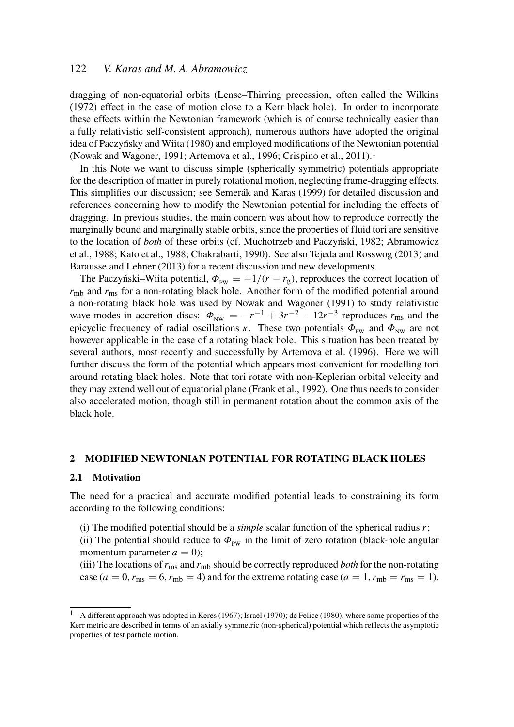dragging of non-equatorial orbits (Lense–Thirring precession, often called the Wilkins (1972) effect in the case of motion close to a Kerr black hole). In order to incorporate these effects within the Newtonian framework (which is of course technically easier than a fully relativistic self-consistent approach), numerous authors have adopted the original idea of Paczyńsky and Wiita (1980) and employed modifications of the Newtonian potential (Nowak and Wagoner, 1991; Artemova et al., 1996; Crispino et al., 2011).[1]

In this Note we want to discuss simple (spherically symmetric) potentials appropriate for the description of matter in purely rotational motion, neglecting frame-dragging effects. This simplifies our discussion; see Semerák and Karas (1999) for detailed discussion and references concerning how to modify the Newtonian potential for including the effects of dragging. In previous studies, the main concern was about how to reproduce correctly the marginally bound and marginally stable orbits, since the properties of fluid tori are sensitive to the location of *both* of these orbits (cf. Muchotrzeb and Paczyński, 1982; Abramowicz et al., 1988; Kato et al., 1988; Chakrabarti, 1990). See also Tejeda and Rosswog (2013) and Barausse and Lehner (2013) for a recent discussion and new developments.

The Paczyński–Wiita potential, $\Phi_{\rm PW} = -1/(r - r_{\rm g})$, reproduces the correct location of $r_{\rm mb}$ and $r_{\rm ms}$ for a non-rotating black hole. Another form of the modified potential around a non-rotating black hole was used by Nowak and Wagoner (1991) to study relativistic wave-modes in accretion discs: $\Phi_{\rm NW} = -r^{-1} + 3r^{-2} - 12r^{-3}$ reproduces $r_{\rm ms}$ and the epicyclic frequency of radial oscillations $\kappa$. These two potentials $\Phi_{\rm PW}$ and $\Phi_{\rm NW}$ are not however applicable in the case of a rotating black hole. This situation has been treated by several authors, most recently and successfully by Artemova et al. (1996). Here we will further discuss the form of the potential which appears most convenient for modelling tori around rotating black holes. Note that tori rotate with non-Keplerian orbital velocity and they may extend well out of equatorial plane (Frank et al., 1992). One thus needs to consider also accelerated motion, though still in permanent rotation about the common axis of the black hole.

## 2 MODIFIED NEWTONIAN POTENTIAL FOR ROTATING BLACK HOLES

### 2.1 Motivation

The need for a practical and accurate modified potential leads to constraining its form according to the following conditions:

(i) The modified potential should be a *simple* scalar function of the spherical radius $r$;

(ii) The potential should reduce to $\Phi_{\rm PW}$ in the limit of zero rotation (black-hole angular momentum parameter $a = 0$);

(iii) The locations of $r_{\rm ms}$ and $r_{\rm mb}$ should be correctly reproduced *both* for the non-rotating case ($a = 0$, $r_{\rm ms} = 6$, $r_{\rm mb} = 4$) and for the extreme rotating case ($a = 1$, $r_{\rm mb} = r_{\rm ms} = 1$).

[1] A different approach was adopted in Keres (1967); Israel (1970); de Felice (1980), where some properties of the Kerr metric are described in terms of an axially symmetric (non-spherical) potential which reflects the asymptotic properties of test particle motion.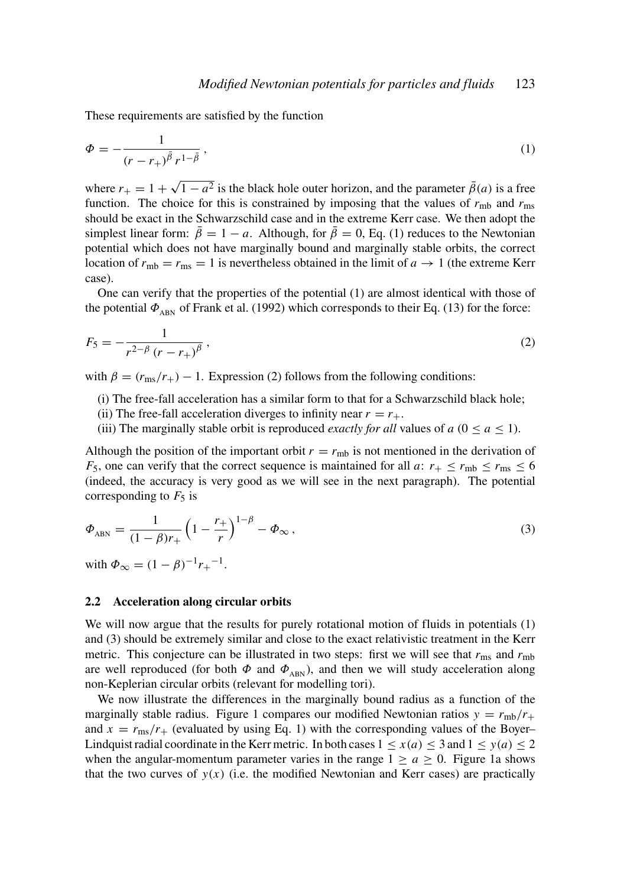These requirements are satisfied by the function

$$\Phi = -\frac{1}{(r - r_+)^{\bar{\beta}}\, r^{1-\bar{\beta}}}\,, \tag{1}$$

where $r_+ = 1 + \sqrt{1 - a^2}$ is the black hole outer horizon, and the parameter $\bar{\beta}(a)$ is a free function. The choice for this is constrained by imposing that the values of $r_{\rm mb}$ and $r_{\rm ms}$ should be exact in the Schwarzschild case and in the extreme Kerr case. We then adopt the simplest linear form: $\bar{\beta} = 1 - a$. Although, for $\bar{\beta} = 0$, Eq. (1) reduces to the Newtonian potential which does not have marginally bound and marginally stable orbits, the correct location of $r_{\rm mb} = r_{\rm ms} = 1$ is nevertheless obtained in the limit of $a \to 1$ (the extreme Kerr case).

One can verify that the properties of the potential (1) are almost identical with those of the potential $\Phi_{\rm ABN}$ of Frank et al. (1992) which corresponds to their Eq. (13) for the force:

$$F_5 = -\frac{1}{r^{2-\beta}\,(r - r_+)^{\beta}}\,, \tag{2}$$

with $\beta = (r_{\rm ms}/r_+) - 1$. Expression (2) follows from the following conditions:

(i) The free-fall acceleration has a similar form to that for a Schwarzschild black hole;
(ii) The free-fall acceleration diverges to infinity near $r = r_+$.
(iii) The marginally stable orbit is reproduced *exactly for all* values of $a$ ($0 \le a \le 1$).

Although the position of the important orbit $r = r_{\rm mb}$ is not mentioned in the derivation of $F_5$, one can verify that the correct sequence is maintained for all $a$: $r_+ \le r_{\rm mb} \le r_{\rm ms} \le 6$ (indeed, the accuracy is very good as we will see in the next paragraph). The potential corresponding to $F_5$ is

$$\Phi_{\rm ABN} = \frac{1}{(1 - \beta) r_+}\left(1 - \frac{r_+}{r}\right)^{1-\beta} - \Phi_\infty\,, \tag{3}$$

with $\Phi_\infty = (1 - \beta)^{-1} {r_+}^{-1}$.

### 2.2 Acceleration along circular orbits

We will now argue that the results for purely rotational motion of fluids in potentials (1) and (3) should be extremely similar and close to the exact relativistic treatment in the Kerr metric. This conjecture can be illustrated in two steps: first we will see that $r_{\rm ms}$ and $r_{\rm mb}$ are well reproduced (for both $\Phi$ and $\Phi_{\rm ABN}$), and then we will study acceleration along non-Keplerian circular orbits (relevant for modelling tori).

We now illustrate the differences in the marginally bound radius as a function of the marginally stable radius. Figure 1 compares our modified Newtonian ratios $y = r_{\rm mb}/r_+$ and $x = r_{\rm ms}/r_+$ (evaluated by using Eq. 1) with the corresponding values of the Boyer–Lindquist radial coordinate in the Kerr metric. In both cases $1 \le x(a) \le 3$ and $1 \le y(a) \le 2$ when the angular-momentum parameter varies in the range $1 \ge a \ge 0$. Figure 1a shows that the two curves of $y(x)$ (i.e. the modified Newtonian and Kerr cases) are practically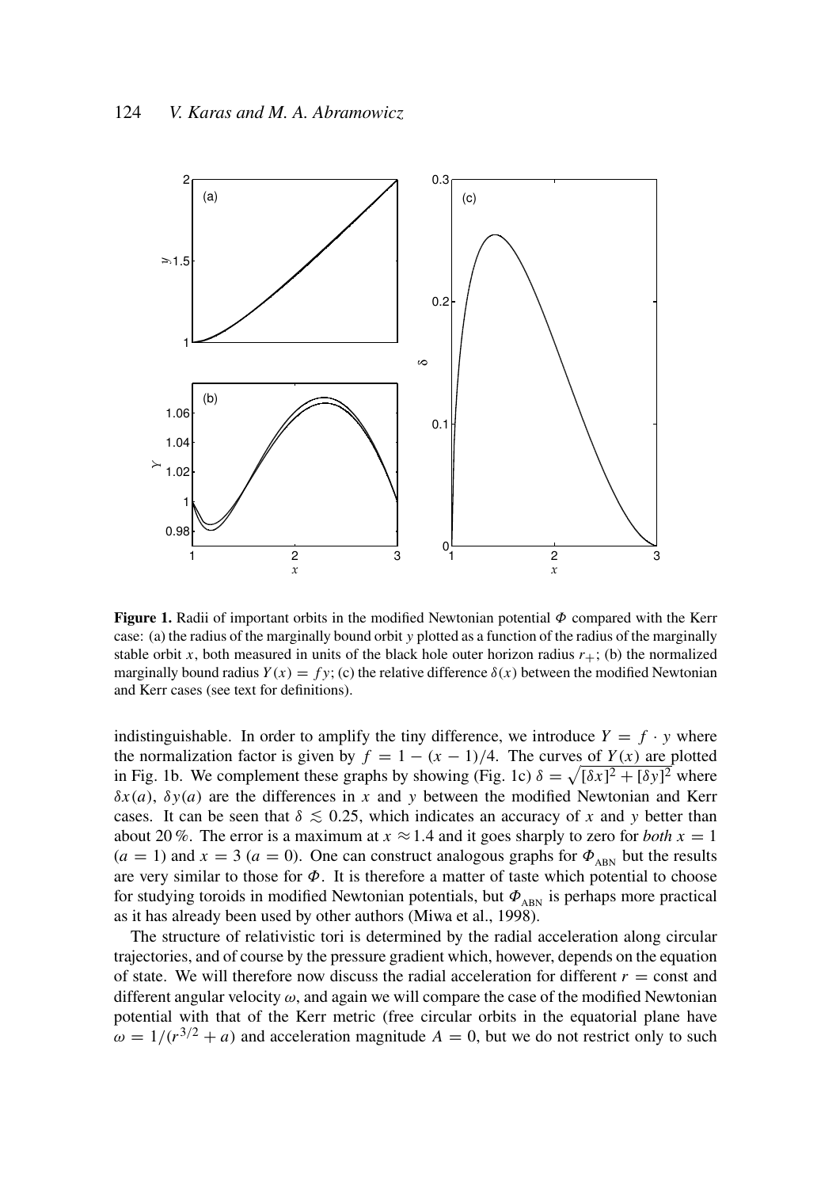**Figure 1.** Radii of important orbits in the modified Newtonian potential $\Phi$ compared with the Kerr case: (a) the radius of the marginally bound orbit $y$ plotted as a function of the radius of the marginally stable orbit $x$, both measured in units of the black hole outer horizon radius $r_+$; (b) the normalized marginally bound radius $Y(x) = fy$; (c) the relative difference $\delta(x)$ between the modified Newtonian and Kerr cases (see text for definitions).

indistinguishable. In order to amplify the tiny difference, we introduce $Y = f \cdot y$ where the normalization factor is given by $f = 1 - (x - 1)/4$. The curves of $Y(x)$ are plotted in Fig. 1b. We complement these graphs by showing (Fig. 1c) $\delta = \sqrt{[\delta x]^2 + [\delta y]^2}$ where $\delta x(a)$, $\delta y(a)$ are the differences in $x$ and $y$ between the modified Newtonian and Kerr cases. It can be seen that $\delta \lesssim 0.25$, which indicates an accuracy of $x$ and $y$ better than about 20 %. The error is a maximum at $x \approx 1.4$ and it goes sharply to zero for *both* $x = 1$ ($a = 1$) and $x = 3$ ($a = 0$). One can construct analogous graphs for $\Phi_{\text{ABN}}$ but the results are very similar to those for $\Phi$. It is therefore a matter of taste which potential to choose for studying toroids in modified Newtonian potentials, but $\Phi_{\text{ABN}}$ is perhaps more practical as it has already been used by other authors (Miwa et al., 1998).

The structure of relativistic tori is determined by the radial acceleration along circular trajectories, and of course by the pressure gradient which, however, depends on the equation of state. We will therefore now discuss the radial acceleration for different $r = \text{const}$ and different angular velocity $\omega$, and again we will compare the case of the modified Newtonian potential with that of the Kerr metric (free circular orbits in the equatorial plane have $\omega = 1/(r^{3/2} + a)$ and acceleration magnitude $A = 0$, but we do not restrict only to such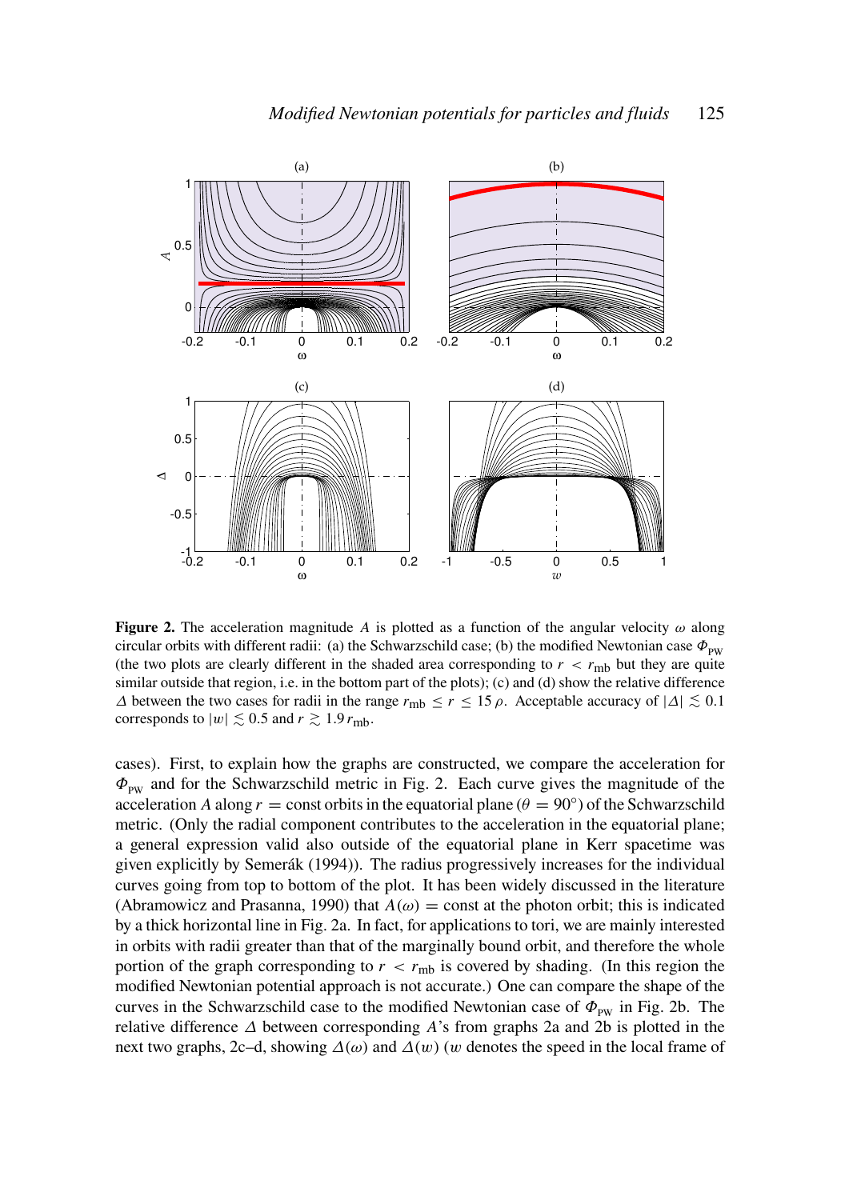**Figure 2.** The acceleration magnitude $A$ is plotted as a function of the angular velocity $\omega$ along circular orbits with different radii: (a) the Schwarzschild case; (b) the modified Newtonian case $\Phi_{\rm PW}$ (the two plots are clearly different in the shaded area corresponding to $r < r_{\rm mb}$ but they are quite similar outside that region, i.e. in the bottom part of the plots); (c) and (d) show the relative difference $\Delta$ between the two cases for radii in the range $r_{\rm mb} \leq r \leq 15\,\rho$. Acceptable accuracy of $|\Delta| \lesssim 0.1$ corresponds to $|w| \lesssim 0.5$ and $r \gtrsim 1.9\,r_{\rm mb}$.

cases). First, to explain how the graphs are constructed, we compare the acceleration for $\Phi_{\rm PW}$ and for the Schwarzschild metric in Fig. 2. Each curve gives the magnitude of the acceleration $A$ along $r = \text{const}$ orbits in the equatorial plane ($\theta = 90°$) of the Schwarzschild metric. (Only the radial component contributes to the acceleration in the equatorial plane; a general expression valid also outside of the equatorial plane in Kerr spacetime was given explicitly by Semerák (1994)). The radius progressively increases for the individual curves going from top to bottom of the plot. It has been widely discussed in the literature (Abramowicz and Prasanna, 1990) that $A(\omega) = \text{const}$ at the photon orbit; this is indicated by a thick horizontal line in Fig. 2a. In fact, for applications to tori, we are mainly interested in orbits with radii greater than that of the marginally bound orbit, and therefore the whole portion of the graph corresponding to $r < r_{\rm mb}$ is covered by shading. (In this region the modified Newtonian potential approach is not accurate.) One can compare the shape of the curves in the Schwarzschild case to the modified Newtonian case of $\Phi_{\rm PW}$ in Fig. 2b. The relative difference $\Delta$ between corresponding $A$'s from graphs 2a and 2b is plotted in the next two graphs, 2c–d, showing $\Delta(\omega)$ and $\Delta(w)$ ($w$ denotes the speed in the local frame of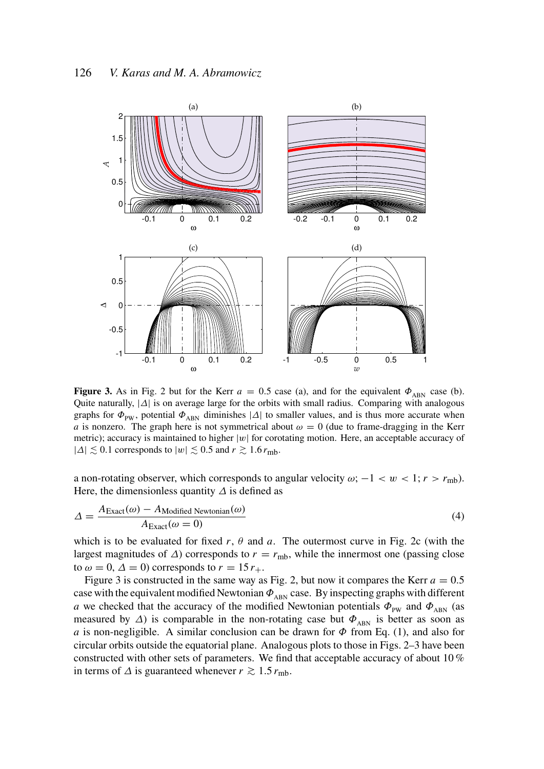**Figure 3.** As in Fig. 2 but for the Kerr $a = 0.5$ case (a), and for the equivalent $\Phi_{\rm ABN}$ case (b). Quite naturally, $|\Delta|$ is on average large for the orbits with small radius. Comparing with analogous graphs for $\Phi_{\rm PW}$, potential $\Phi_{\rm ABN}$ diminishes $|\Delta|$ to smaller values, and is thus more accurate when $a$ is nonzero. The graph here is not symmetrical about $\omega = 0$ (due to frame-dragging in the Kerr metric); accuracy is maintained to higher $|w|$ for corotating motion. Here, an acceptable accuracy of $|\Delta| \lesssim 0.1$ corresponds to $|w| \lesssim 0.5$ and $r \gtrsim 1.6\,r_{\rm mb}$.

a non-rotating observer, which corresponds to angular velocity $\omega$; $-1 < w < 1$; $r > r_{\rm mb}$). Here, the dimensionless quantity $\Delta$ is defined as

$$\Delta = \frac{A_{\rm Exact}(\omega) - A_{\rm Modified\ Newtonian}(\omega)}{A_{\rm Exact}(\omega = 0)} \tag{4}$$

which is to be evaluated for fixed $r$, $\theta$ and $a$. The outermost curve in Fig. 2c (with the largest magnitudes of $\Delta$) corresponds to $r = r_{\rm mb}$, while the innermost one (passing close to $\omega = 0$, $\Delta = 0$) corresponds to $r = 15\,r_{+}$.

Figure 3 is constructed in the same way as Fig. 2, but now it compares the Kerr $a = 0.5$ case with the equivalent modified Newtonian $\Phi_{\rm ABN}$ case. By inspecting graphs with different $a$ we checked that the accuracy of the modified Newtonian potentials $\Phi_{\rm PW}$ and $\Phi_{\rm ABN}$ (as measured by $\Delta$) is comparable in the non-rotating case but $\Phi_{\rm ABN}$ is better as soon as $a$ is non-negligible. A similar conclusion can be drawn for $\Phi$ from Eq. (1), and for circular orbits outside the equatorial plane. Analogous plots to those in Figs. 2–3 have been constructed with other sets of parameters. We find that acceptable accuracy of about 10 % in terms of $\Delta$ is guaranteed whenever $r \gtrsim 1.5\,r_{\rm mb}$.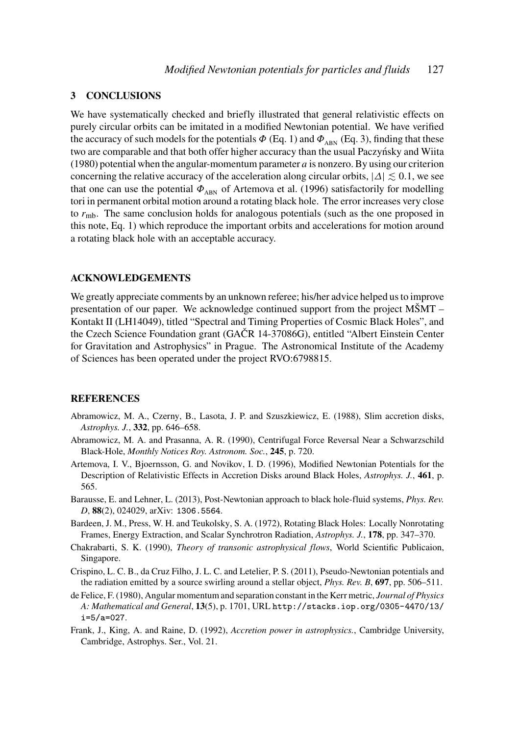## 3 CONCLUSIONS

We have systematically checked and briefly illustrated that general relativistic effects on purely circular orbits can be imitated in a modified Newtonian potential. We have verified the accuracy of such models for the potentials $\Phi$ (Eq. 1) and $\Phi_{\text{ABN}}$ (Eq. 3), finding that these two are comparable and that both offer higher accuracy than the usual Paczyńsky and Wiita (1980) potential when the angular-momentum parameter $a$ is nonzero. By using our criterion concerning the relative accuracy of the acceleration along circular orbits, $|\Delta| \lesssim 0.1$, we see that one can use the potential $\Phi_{\text{ABN}}$ of Artemova et al. (1996) satisfactorily for modelling tori in permanent orbital motion around a rotating black hole. The error increases very close to $r_{\text{mb}}$. The same conclusion holds for analogous potentials (such as the one proposed in this note, Eq. 1) which reproduce the important orbits and accelerations for motion around a rotating black hole with an acceptable accuracy.

## ACKNOWLEDGEMENTS

We greatly appreciate comments by an unknown referee; his/her advice helped us to improve presentation of our paper. We acknowledge continued support from the project MŠMT – Kontakt II (LH14049), titled "Spectral and Timing Properties of Cosmic Black Holes", and the Czech Science Foundation grant (GAČR 14-37086G), entitled "Albert Einstein Center for Gravitation and Astrophysics" in Prague. The Astronomical Institute of the Academy of Sciences has been operated under the project RVO:6798815.

## REFERENCES

Abramowicz, M. A., Czerny, B., Lasota, J. P. and Szuszkiewicz, E. (1988), Slim accretion disks, *Astrophys. J.*, **332**, pp. 646–658.

Abramowicz, M. A. and Prasanna, A. R. (1990), Centrifugal Force Reversal Near a Schwarzschild Black-Hole, *Monthly Notices Roy. Astronom. Soc.*, **245**, p. 720.

Artemova, I. V., Bjoernsson, G. and Novikov, I. D. (1996), Modified Newtonian Potentials for the Description of Relativistic Effects in Accretion Disks around Black Holes, *Astrophys. J.*, **461**, p. 565.

Barausse, E. and Lehner, L. (2013), Post-Newtonian approach to black hole-fluid systems, *Phys. Rev. D*, **88**(2), 024029, arXiv: 1306.5564.

Bardeen, J. M., Press, W. H. and Teukolsky, S. A. (1972), Rotating Black Holes: Locally Nonrotating Frames, Energy Extraction, and Scalar Synchrotron Radiation, *Astrophys. J.*, **178**, pp. 347–370.

Chakrabarti, S. K. (1990), *Theory of transonic astrophysical flows*, World Scientific Publicaion, Singapore.

Crispino, L. C. B., da Cruz Filho, J. L. C. and Letelier, P. S. (2011), Pseudo-Newtonian potentials and the radiation emitted by a source swirling around a stellar object, *Phys. Rev. B*, **697**, pp. 506–511.

de Felice, F. (1980), Angular momentum and separation constant in the Kerr metric, *Journal of Physics A: Mathematical and General*, **13**(5), p. 1701, URL http://stacks.iop.org/0305-4470/13/i=5/a=027.

Frank, J., King, A. and Raine, D. (1992), *Accretion power in astrophysics.*, Cambridge University, Cambridge, Astrophys. Ser., Vol. 21.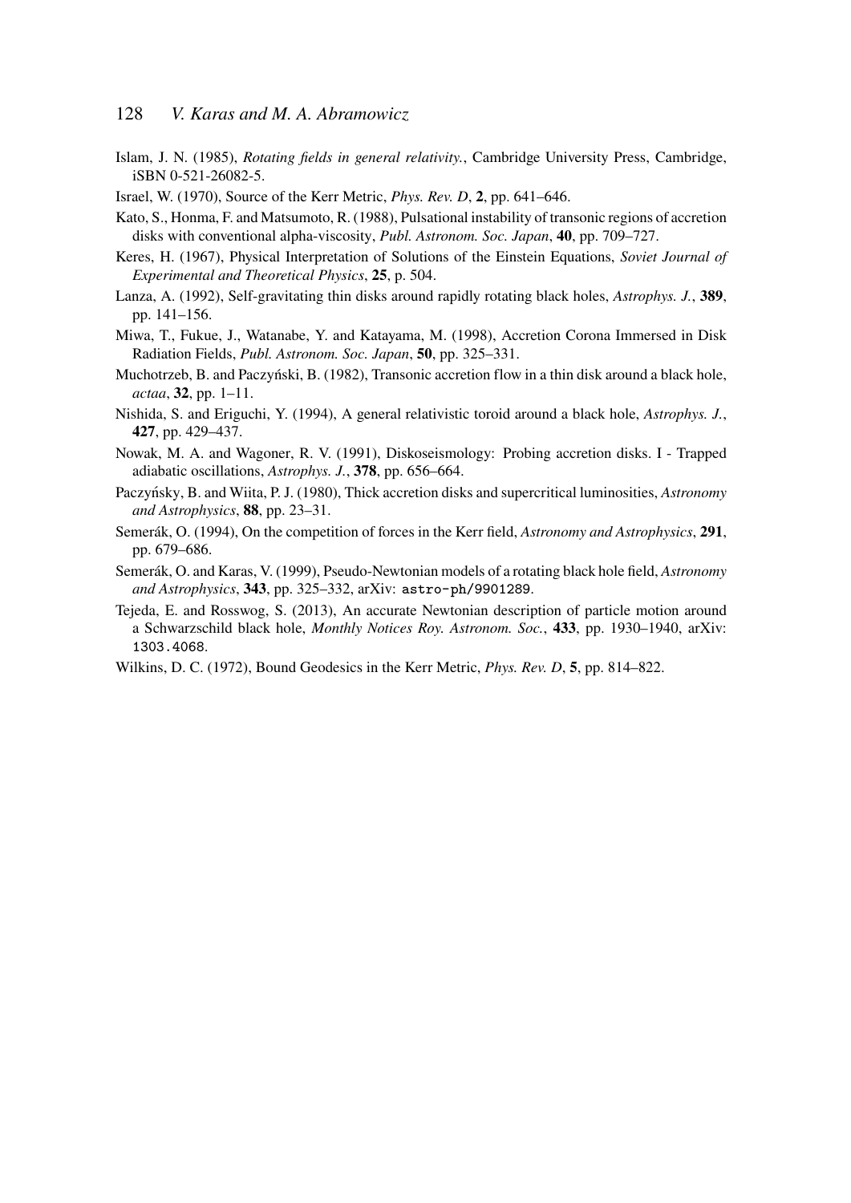Islam, J. N. (1985), *Rotating fields in general relativity.*, Cambridge University Press, Cambridge, iSBN 0-521-26082-5.

Israel, W. (1970), Source of the Kerr Metric, *Phys. Rev. D*, **2**, pp. 641–646.

Kato, S., Honma, F. and Matsumoto, R. (1988), Pulsational instability of transonic regions of accretion disks with conventional alpha-viscosity, *Publ. Astronom. Soc. Japan*, **40**, pp. 709–727.

Keres, H. (1967), Physical Interpretation of Solutions of the Einstein Equations, *Soviet Journal of Experimental and Theoretical Physics*, **25**, p. 504.

Lanza, A. (1992), Self-gravitating thin disks around rapidly rotating black holes, *Astrophys. J.*, **389**, pp. 141–156.

Miwa, T., Fukue, J., Watanabe, Y. and Katayama, M. (1998), Accretion Corona Immersed in Disk Radiation Fields, *Publ. Astronom. Soc. Japan*, **50**, pp. 325–331.

Muchotrzeb, B. and Paczyński, B. (1982), Transonic accretion flow in a thin disk around a black hole, *actaa*, **32**, pp. 1–11.

Nishida, S. and Eriguchi, Y. (1994), A general relativistic toroid around a black hole, *Astrophys. J.*, **427**, pp. 429–437.

Nowak, M. A. and Wagoner, R. V. (1991), Diskoseismology: Probing accretion disks. I - Trapped adiabatic oscillations, *Astrophys. J.*, **378**, pp. 656–664.

Paczyńsky, B. and Wiita, P. J. (1980), Thick accretion disks and supercritical luminosities, *Astronomy and Astrophysics*, **88**, pp. 23–31.

Semerák, O. (1994), On the competition of forces in the Kerr field, *Astronomy and Astrophysics*, **291**, pp. 679–686.

Semerák, O. and Karas, V. (1999), Pseudo-Newtonian models of a rotating black hole field, *Astronomy and Astrophysics*, **343**, pp. 325–332, arXiv: astro-ph/9901289.

Tejeda, E. and Rosswog, S. (2013), An accurate Newtonian description of particle motion around a Schwarzschild black hole, *Monthly Notices Roy. Astronom. Soc.*, **433**, pp. 1930–1940, arXiv: 1303.4068.

Wilkins, D. C. (1972), Bound Geodesics in the Kerr Metric, *Phys. Rev. D*, **5**, pp. 814–822.